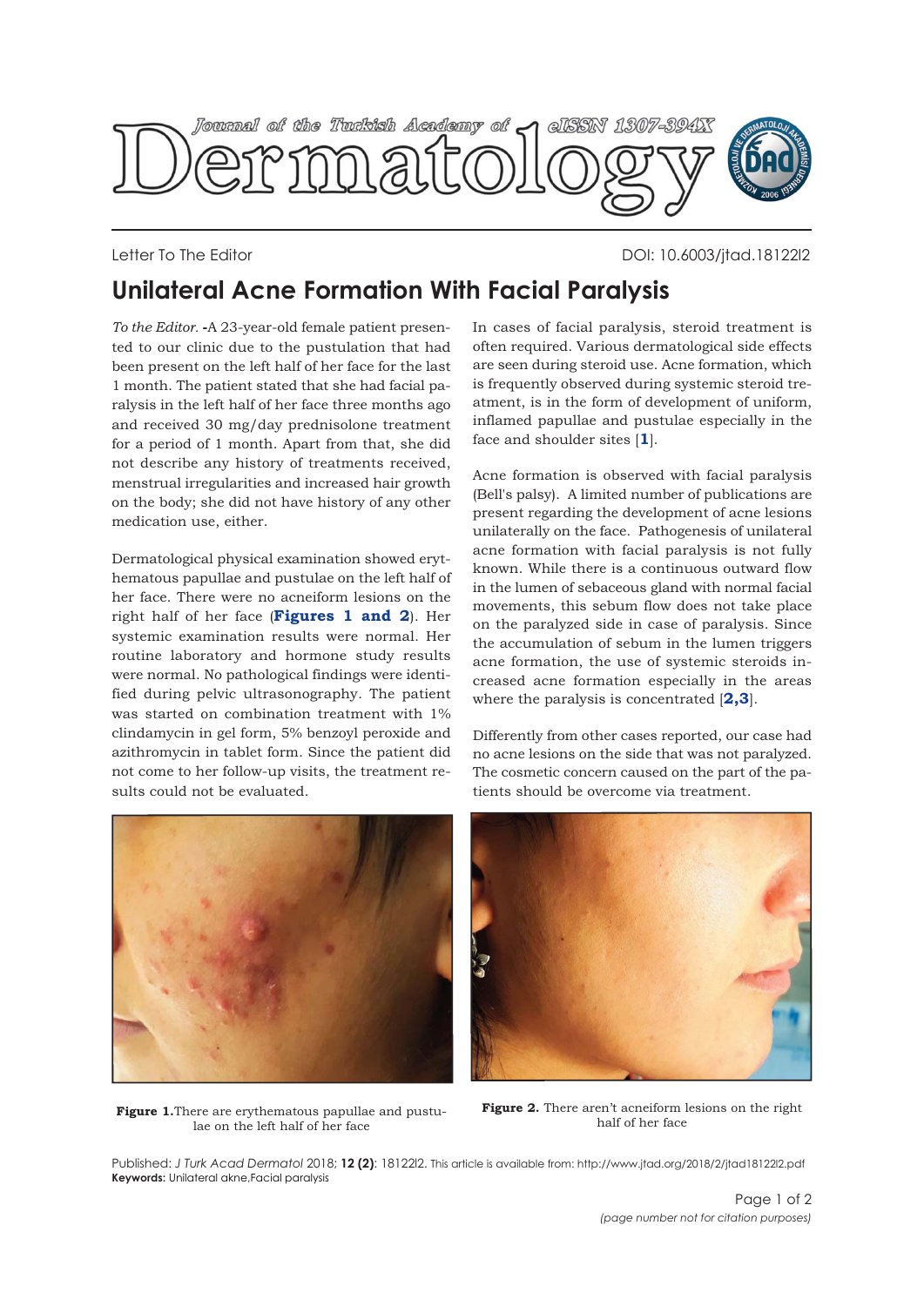Letter To The Editor

DOI: 10.6003/jtad.18122l2

# Unilateral Acne Formation With Facial Paralysis

*To the Editor.* -A 23-year-old female patient presented to our clinic due to the pustulation that had been present on the left half of her face for the last 1 month. The patient stated that she had facial paralysis in the left half of her face three months ago and received 30 mg/day prednisolone treatment for a period of 1 month. Apart from that, she did not describe any history of treatments received, menstrual irregularities and increased hair growth on the body; she did not have history of any other medication use, either.

Dermatological physical examination showed erythematous papullae and pustulae on the left half of her face. There were no acneiform lesions on the right half of her face (**Figures 1 and 2**). Her systemic examination results were normal. Her routine laboratory and hormone study results were normal. No pathological findings were identified during pelvic ultrasonography. The patient was started on combination treatment with 1% clindamycin in gel form, 5% benzoyl peroxide and azithromycin in tablet form. Since the patient did not come to her follow-up visits, the treatment results could not be evaluated.

In cases of facial paralysis, steroid treatment is often required. Various dermatological side effects are seen during steroid use. Acne formation, which is frequently observed during systemic steroid treatment, is in the form of development of uniform, inflamed papullae and pustulae especially in the face and shoulder sites [**1**].

Acne formation is observed with facial paralysis (Bell's palsy). A limited number of publications are present regarding the development of acne lesions unilaterally on the face. Pathogenesis of unilateral acne formation with facial paralysis is not fully known. While there is a continuous outward flow in the lumen of sebaceous gland with normal facial movements, this sebum flow does not take place on the paralyzed side in case of paralysis. Since the accumulation of sebum in the lumen triggers acne formation, the use of systemic steroids increased acne formation especially in the areas where the paralysis is concentrated [**2,3**].

Differently from other cases reported, our case had no acne lesions on the side that was not paralyzed. The cosmetic concern caused on the part of the patients should be overcome via treatment.

**Figure 1.** There are erythematous papullae and pustulae on the left half of her face

**Figure 2.** There aren't acneiform lesions on the right half of her face

Published: *J Turk Acad Dermatol* 2018; **12 (2)**: 18122l2. This article is available from: http://www.jtad.org/2018/2/jtad18122l2.pdf

**Keywords:** Unilateral akne,Facial paralysis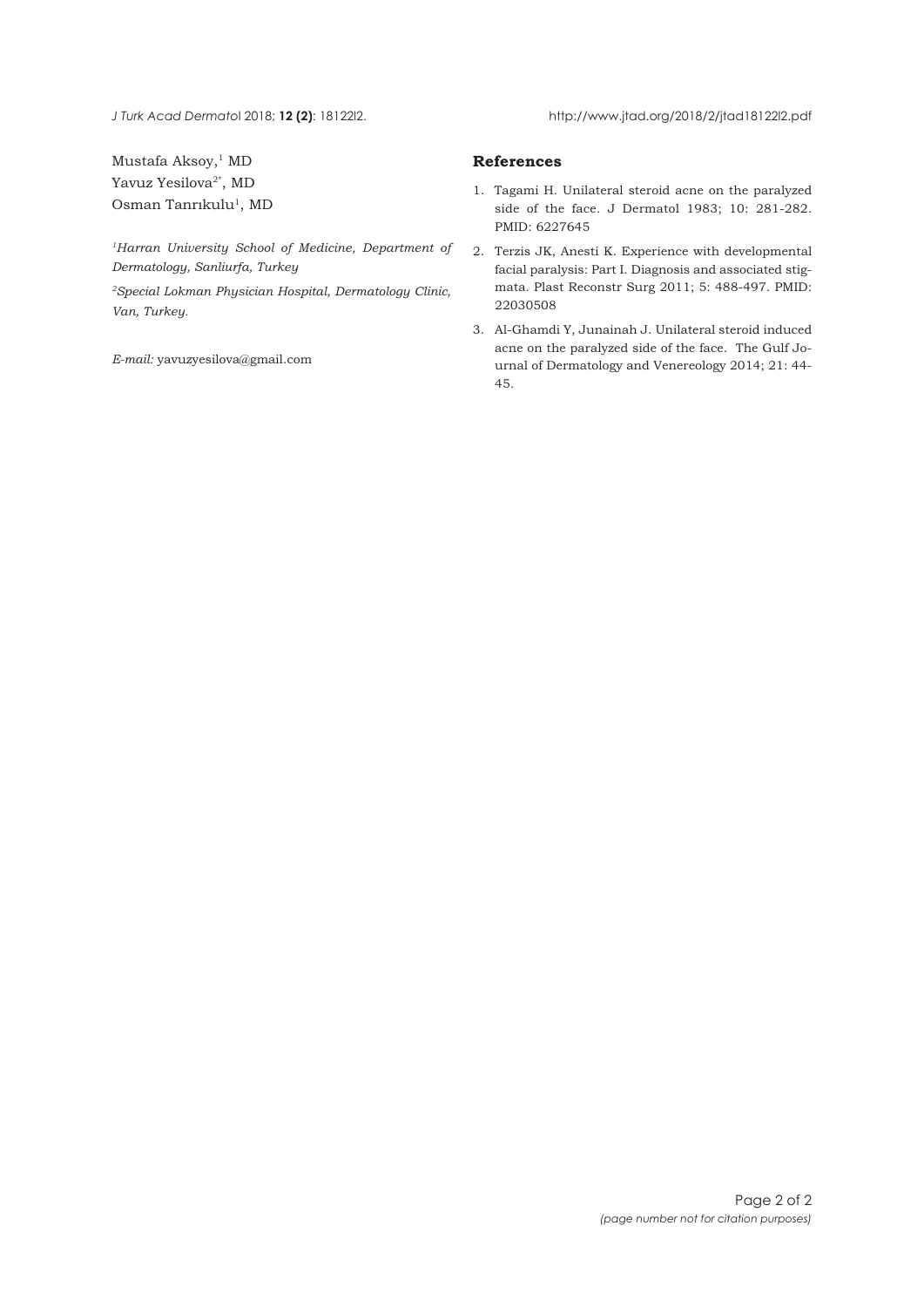Mustafa Aksoy,[1] MD
Yavuz Yesilova[2*], MD
Osman Tanrıkulu[1], MD

*[1]Harran University School of Medicine, Department of Dermatology, Sanliurfa, Turkey*

*[2]Special Lokman Physician Hospital, Dermatology Clinic, Van, Turkey.*

*E-mail:* yavuzyesilova@gmail.com

## References

1. Tagami H. Unilateral steroid acne on the paralyzed side of the face. J Dermatol 1983; 10: 281-282. PMID: 6227645
2. Terzis JK, Anesti K. Experience with developmental facial paralysis: Part I. Diagnosis and associated stigmata. Plast Reconstr Surg 2011; 5: 488-497. PMID: 22030508
3. Al-Ghamdi Y, Junainah J. Unilateral steroid induced acne on the paralyzed side of the face. The Gulf Journal of Dermatology and Venereology 2014; 21: 44-45.